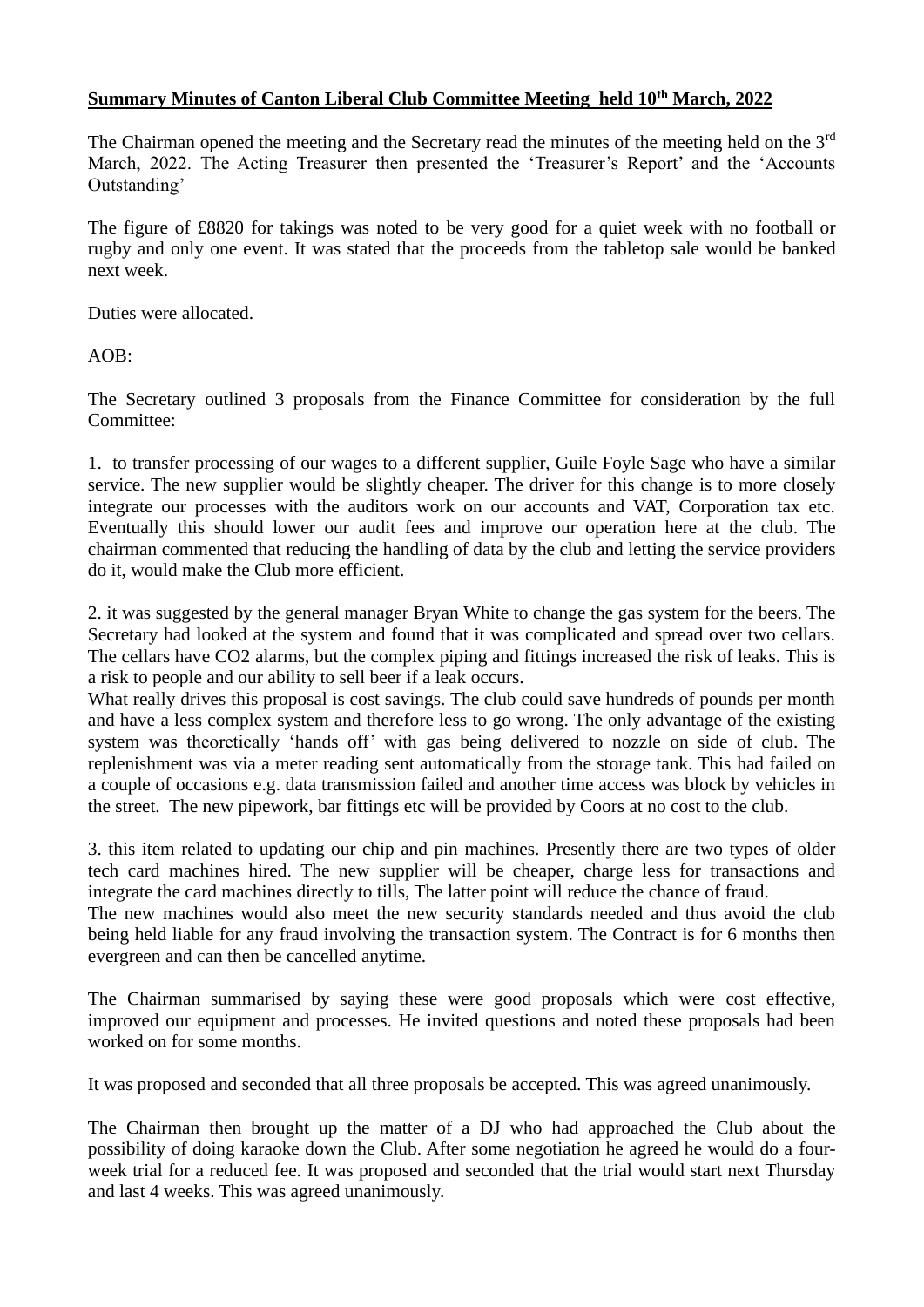**Summary Minutes of Canton Liberal Club Committee Meeting held 10th March, 2022**

The Chairman opened the meeting and the Secretary read the minutes of the meeting held on the 3rd March, 2022. The Acting Treasurer then presented the 'Treasurer's Report' and the 'Accounts Outstanding'

The figure of £8820 for takings was noted to be very good for a quiet week with no football or rugby and only one event. It was stated that the proceeds from the tabletop sale would be banked next week.

Duties were allocated.

AOB:

The Secretary outlined 3 proposals from the Finance Committee for consideration by the full Committee:

1. to transfer processing of our wages to a different supplier, Guile Foyle Sage who have a similar service. The new supplier would be slightly cheaper. The driver for this change is to more closely integrate our processes with the auditors work on our accounts and VAT, Corporation tax etc. Eventually this should lower our audit fees and improve our operation here at the club. The chairman commented that reducing the handling of data by the club and letting the service providers do it, would make the Club more efficient.

2. it was suggested by the general manager Bryan White to change the gas system for the beers. The Secretary had looked at the system and found that it was complicated and spread over two cellars. The cellars have $CO_2$ alarms, but the complex piping and fittings increased the risk of leaks. This is a risk to people and our ability to sell beer if a leak occurs.
What really drives this proposal is cost savings. The club could save hundreds of pounds per month and have a less complex system and therefore less to go wrong. The only advantage of the existing system was theoretically 'hands off' with gas being delivered to nozzle on side of club. The replenishment was via a meter reading sent automatically from the storage tank. This had failed on a couple of occasions e.g. data transmission failed and another time access was block by vehicles in the street. The new pipework, bar fittings etc will be provided by Coors at no cost to the club.

3. this item related to updating our chip and pin machines. Presently there are two types of older tech card machines hired. The new supplier will be cheaper, charge less for transactions and integrate the card machines directly to tills, The latter point will reduce the chance of fraud.
The new machines would also meet the new security standards needed and thus avoid the club being held liable for any fraud involving the transaction system. The Contract is for 6 months then evergreen and can then be cancelled anytime.

The Chairman summarised by saying these were good proposals which were cost effective, improved our equipment and processes. He invited questions and noted these proposals had been worked on for some months.

It was proposed and seconded that all three proposals be accepted. This was agreed unanimously.

The Chairman then brought up the matter of a DJ who had approached the Club about the possibility of doing karaoke down the Club. After some negotiation he agreed he would do a four-week trial for a reduced fee. It was proposed and seconded that the trial would start next Thursday and last 4 weeks. This was agreed unanimously.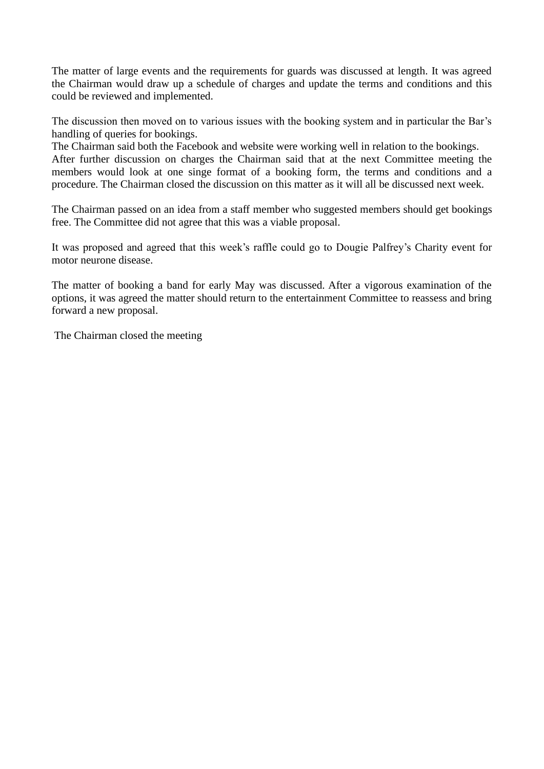The matter of large events and the requirements for guards was discussed at length. It was agreed the Chairman would draw up a schedule of charges and update the terms and conditions and this could be reviewed and implemented.

The discussion then moved on to various issues with the booking system and in particular the Bar's handling of queries for bookings.
The Chairman said both the Facebook and website were working well in relation to the bookings.
After further discussion on charges the Chairman said that at the next Committee meeting the members would look at one singe format of a booking form, the terms and conditions and a procedure. The Chairman closed the discussion on this matter as it will all be discussed next week.

The Chairman passed on an idea from a staff member who suggested members should get bookings free. The Committee did not agree that this was a viable proposal.

It was proposed and agreed that this week's raffle could go to Dougie Palfrey's Charity event for motor neurone disease.

The matter of booking a band for early May was discussed. After a vigorous examination of the options, it was agreed the matter should return to the entertainment Committee to reassess and bring forward a new proposal.

The Chairman closed the meeting